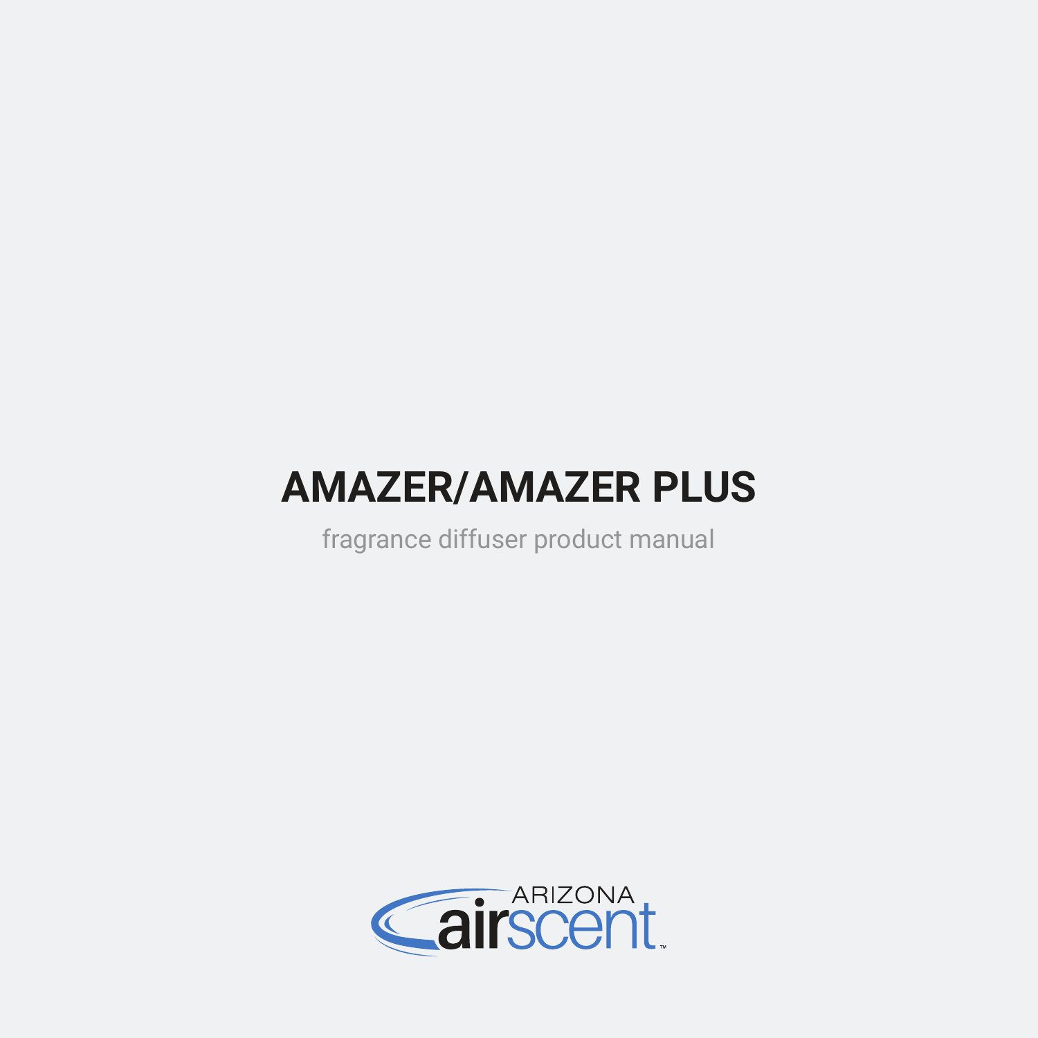# AMAZER/AMAZER PLUS

fragrance diffuser product manual

ARIZONA airscent™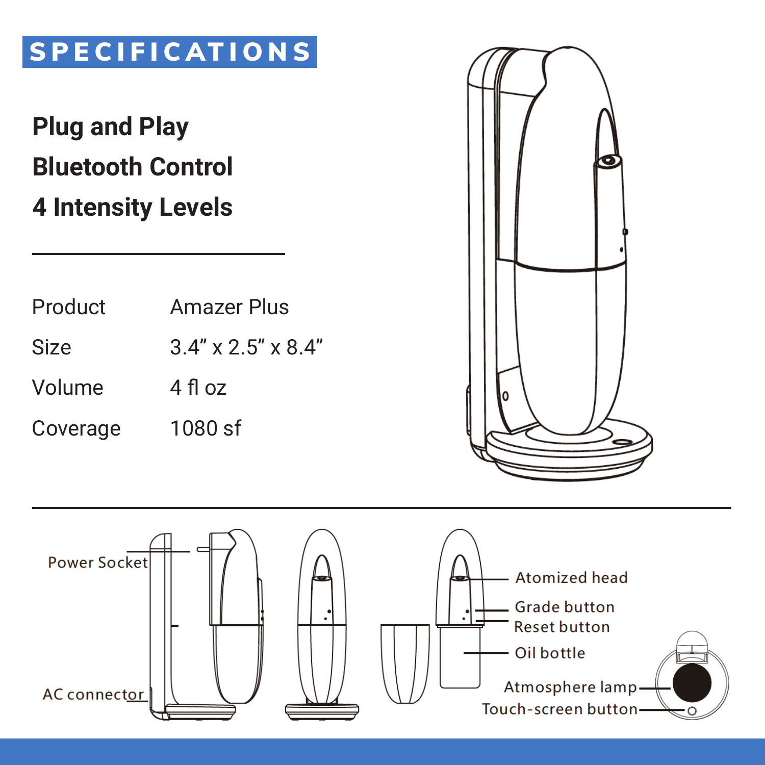# SPECIFICATIONS

**Plug and Play**

**Bluetooth Control**

**4 Intensity Levels**

| | |
|---|---|
| Product | Amazer Plus |
| Size | 3.4” x 2.5” x 8.4” |
| Volume | 4 fl oz |
| Coverage | 1080 sf |

Power Socket

AC connector

Atomized head

Grade button

Reset button

Oil bottle

Atmosphere lamp

Touch-screen button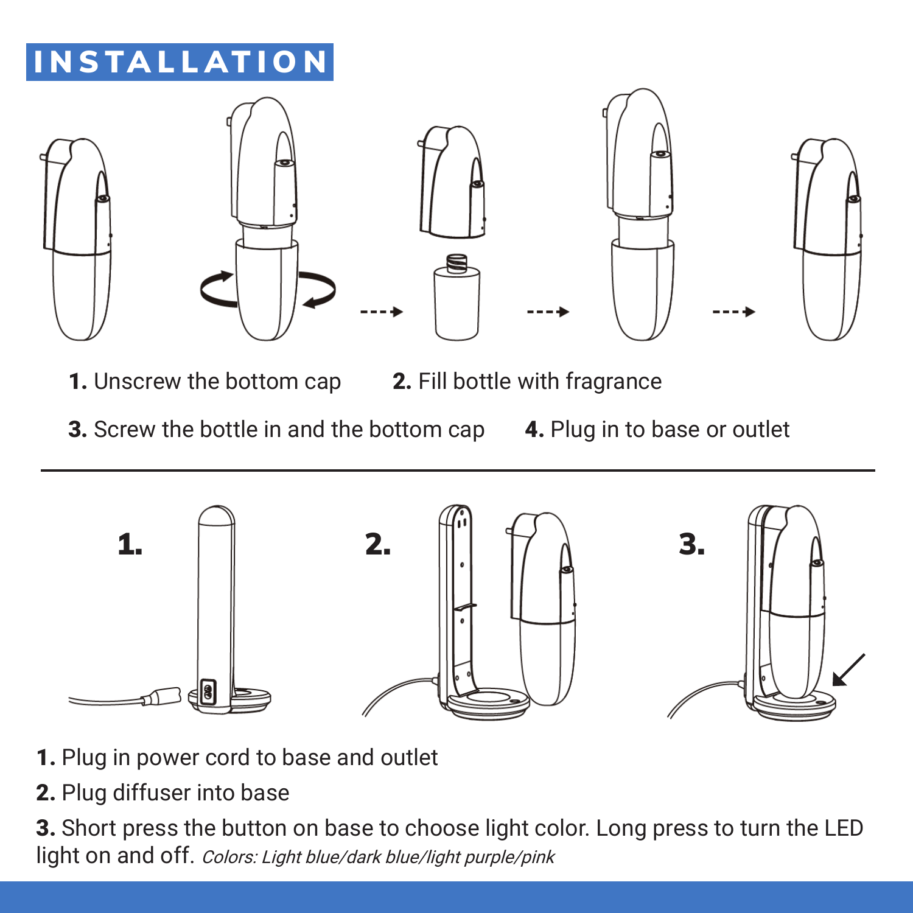# INSTALLATION

**1.** Unscrew the bottom cap

**2.** Fill bottle with fragrance

**3.** Screw the bottle in and the bottom cap

**4.** Plug in to base or outlet

---

**1.** Plug in power cord to base and outlet

**2.** Plug diffuser into base

**3.** Short press the button on base to choose light color. Long press to turn the LED light on and off. *Colors: Light blue/dark blue/light purple/pink*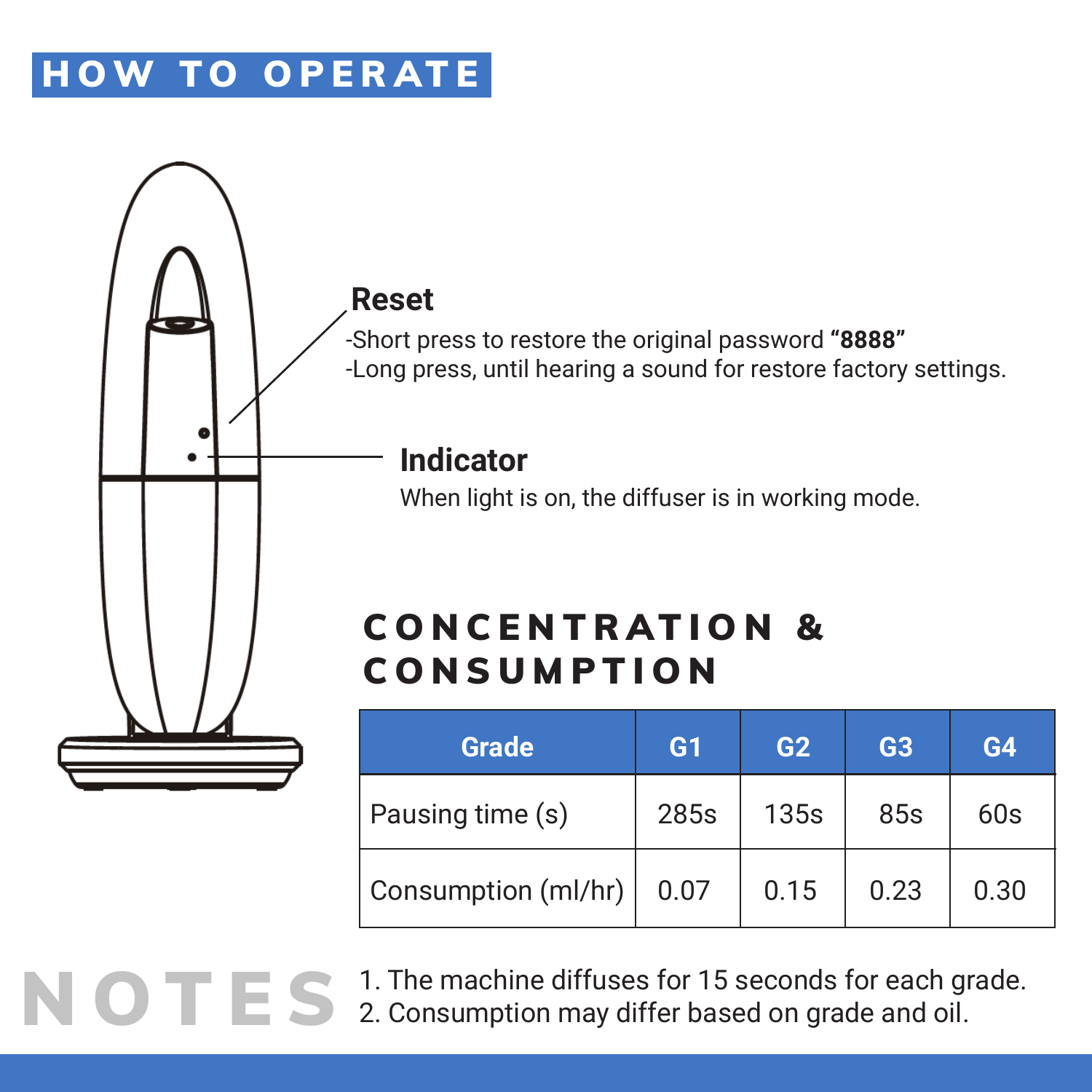# HOW TO OPERATE

### Reset

-Short press to restore the original password **"8888"**
-Long press, until hearing a sound for restore factory settings.

### Indicator

When light is on, the diffuser is in working mode.

## CONCENTRATION & CONSUMPTION

| Grade | G1 | G2 | G3 | G4 |
|---|---|---|---|---|
| Pausing time (s) | 285s | 135s | 85s | 60s |
| Consumption (ml/hr) | 0.07 | 0.15 | 0.23 | 0.30 |

## NOTES

1. The machine diffuses for 15 seconds for each grade.
2. Consumption may differ based on grade and oil.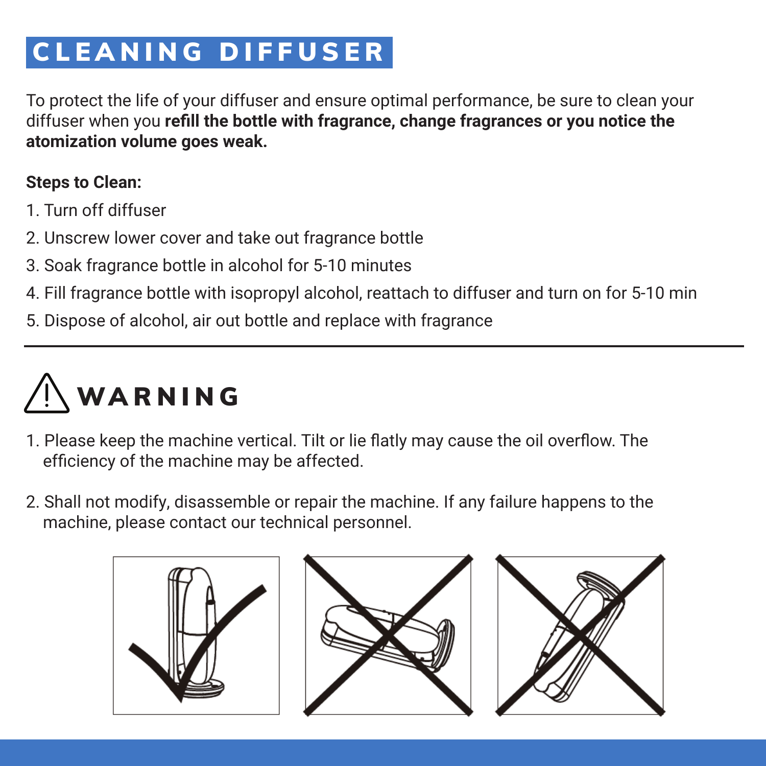# CLEANING DIFFUSER

To protect the life of your diffuser and ensure optimal performance, be sure to clean your diffuser when you **refill the bottle with fragrance, change fragrances or you notice the atomization volume goes weak.**

**Steps to Clean:**

1. Turn off diffuser
2. Unscrew lower cover and take out fragrance bottle
3. Soak fragrance bottle in alcohol for 5-10 minutes
4. Fill fragrance bottle with isopropyl alcohol, reattach to diffuser and turn on for 5-10 min
5. Dispose of alcohol, air out bottle and replace with fragrance

---

# WARNING

1. Please keep the machine vertical. Tilt or lie flatly may cause the oil overflow. The efficiency of the machine may be affected.

2. Shall not modify, disassemble or repair the machine. If any failure happens to the machine, please contact our technical personnel.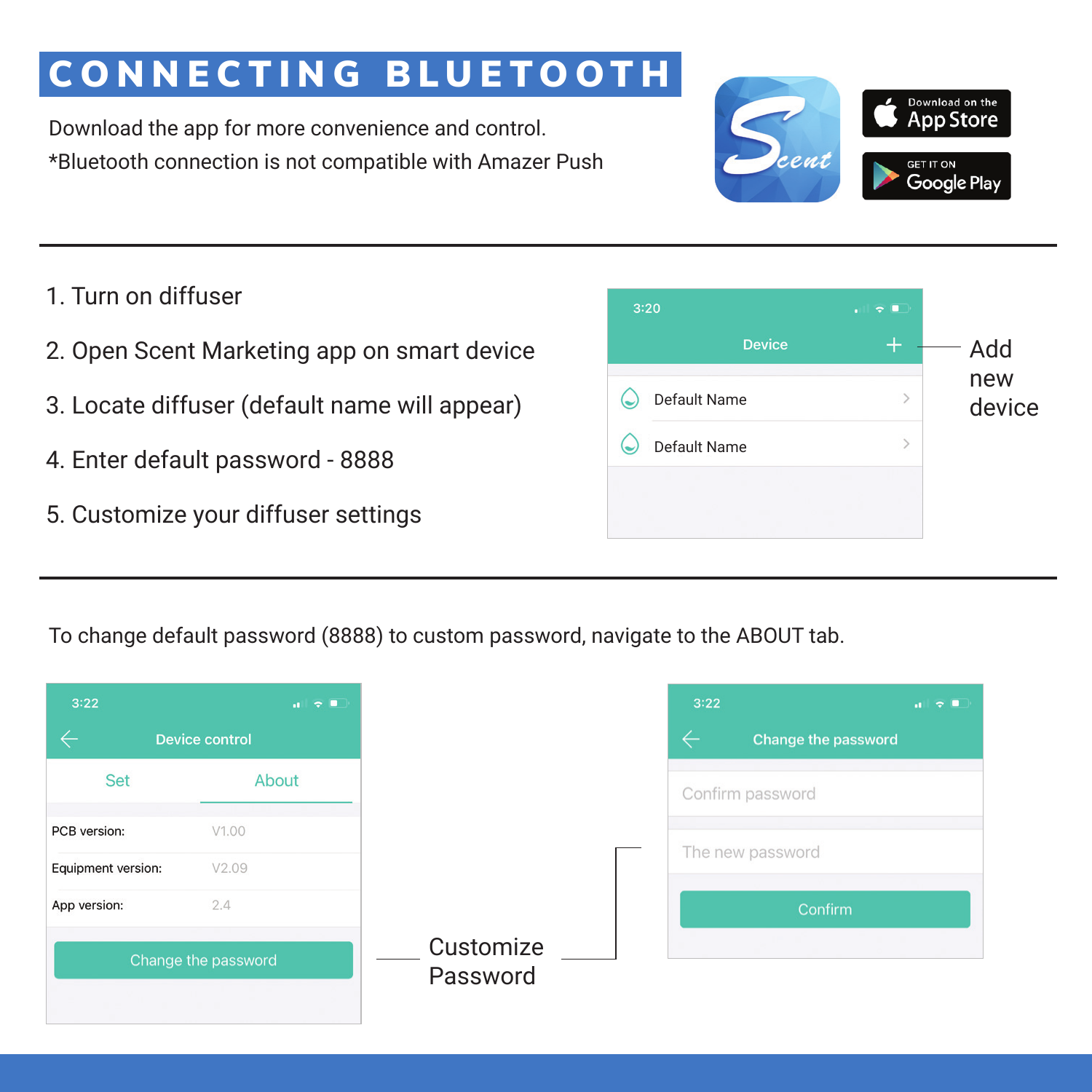# CONNECTING BLUETOOTH

Download the app for more convenience and control.
*Bluetooth connection is not compatible with Amazer Push

Download on the App Store
GET IT ON Google Play

1. Turn on diffuser
2. Open Scent Marketing app on smart device
3. Locate diffuser (default name will appear)
4. Enter default password - 8888
5. Customize your diffuser settings

3:20
Device +
Default Name >
Default Name >

Add new device

To change default password (8888) to custom password, navigate to the ABOUT tab.

3:22
Device control

| Set | About |
|---|---|
| PCB version: | V1.00 |
| Equipment version: | V2.09 |
| App version: | 2.4 |

Change the password

Customize Password

3:22
Change the password

Confirm password

The new password

Confirm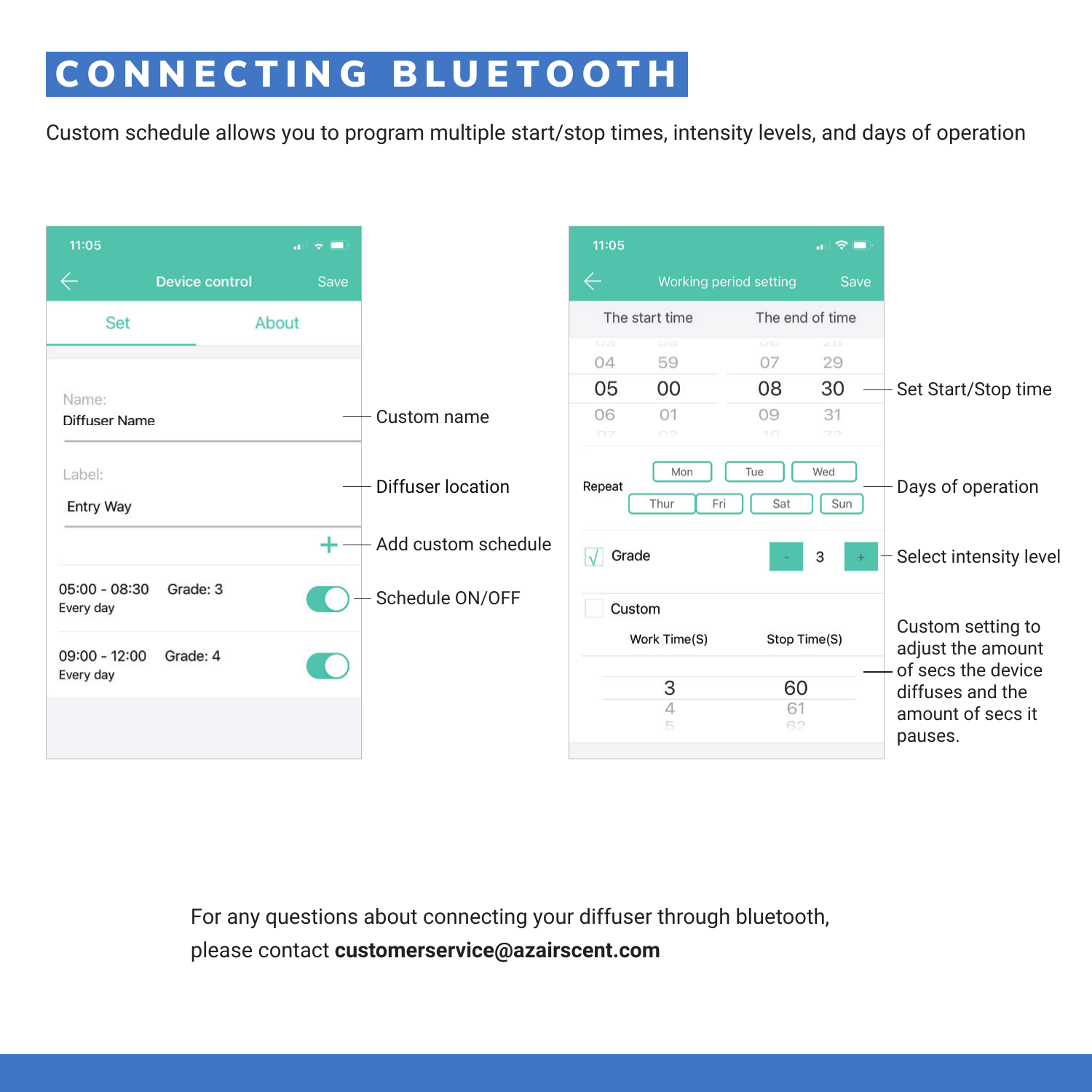# CONNECTING BLUETOOTH

Custom schedule allows you to program multiple start/stop times, intensity levels, and days of operation

11:05

Device control — Save

Set | About

Name:
Diffuser Name — Custom name

Label:
Entry Way — Diffuser location

+ — Add custom schedule

05:00 - 08:30 Grade: 3
Every day — Schedule ON/OFF

09:00 - 12:00 Grade: 4
Every day

11:05

Working period setting — Save

The start time | The end of time

04 59 | 07 29
05 00 | 08 30 — Set Start/Stop time
06 01 | 09 31

Repeat: Mon, Tue, Wed, Thur, Fri, Sat, Sun — Days of operation

Grade - 3 + — Select intensity level

Custom

Work Time(S) | Stop Time(S)

3 | 60
4 | 61
5 | 62

Custom setting to adjust the amount of secs the device diffuses and the amount of secs it pauses.

For any questions about connecting your diffuser through bluetooth, please contact **customerservice@azairscent.com**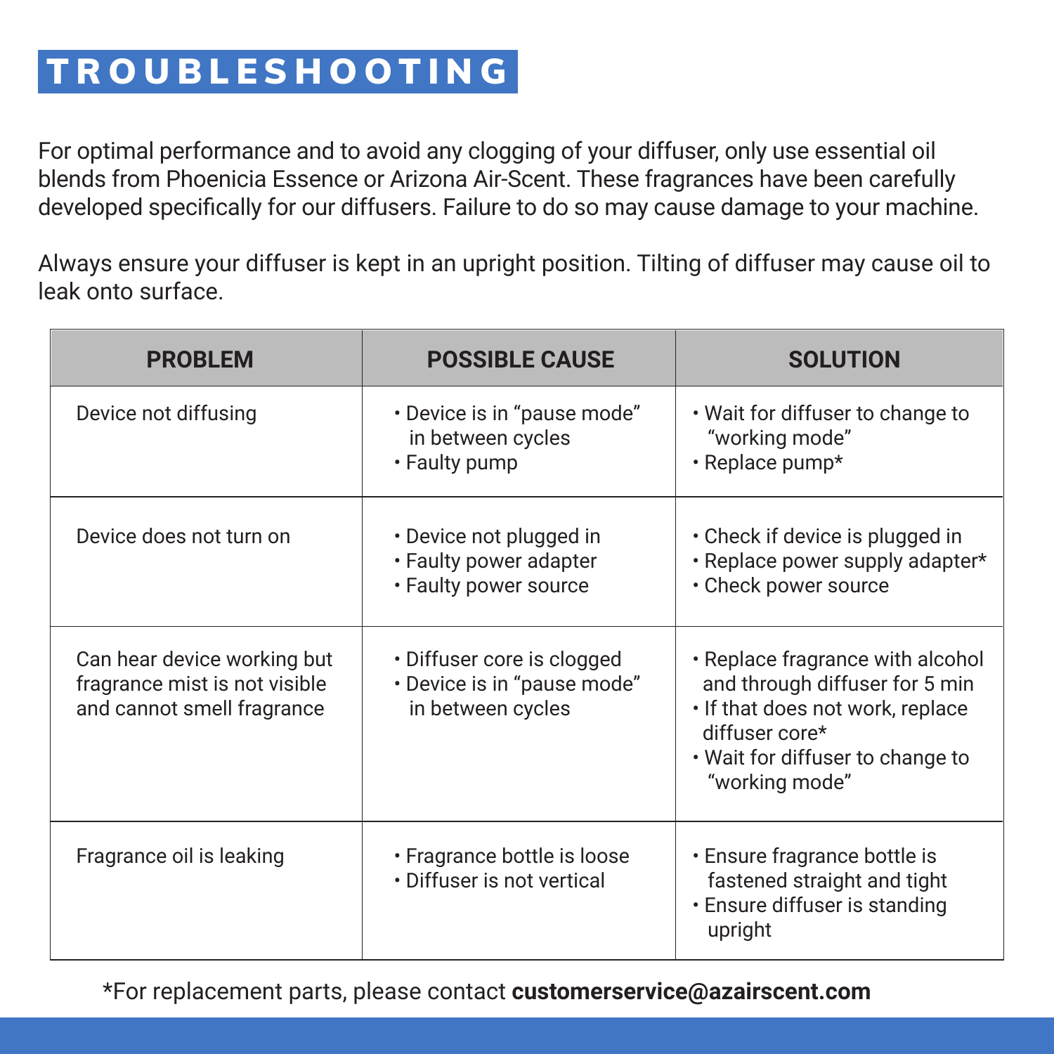# TROUBLESHOOTING

For optimal performance and to avoid any clogging of your diffuser, only use essential oil blends from Phoenicia Essence or Arizona Air-Scent. These fragrances have been carefully developed specifically for our diffusers. Failure to do so may cause damage to your machine.

Always ensure your diffuser is kept in an upright position. Tilting of diffuser may cause oil to leak onto surface.

| PROBLEM | POSSIBLE CAUSE | SOLUTION |
|---|---|---|
| Device not diffusing | • Device is in "pause mode" in between cycles<br>• Faulty pump | • Wait for diffuser to change to "working mode"<br>• Replace pump* |
| Device does not turn on | • Device not plugged in<br>• Faulty power adapter<br>• Faulty power source | • Check if device is plugged in<br>• Replace power supply adapter*<br>• Check power source |
| Can hear device working but fragrance mist is not visible and cannot smell fragrance | • Diffuser core is clogged<br>• Device is in "pause mode" in between cycles | • Replace fragrance with alcohol and through diffuser for 5 min<br>• If that does not work, replace diffuser core*<br>• Wait for diffuser to change to "working mode" |
| Fragrance oil is leaking | • Fragrance bottle is loose<br>• Diffuser is not vertical | • Ensure fragrance bottle is fastened straight and tight<br>• Ensure diffuser is standing upright |

*For replacement parts, please contact **customerservice@azairscent.com**